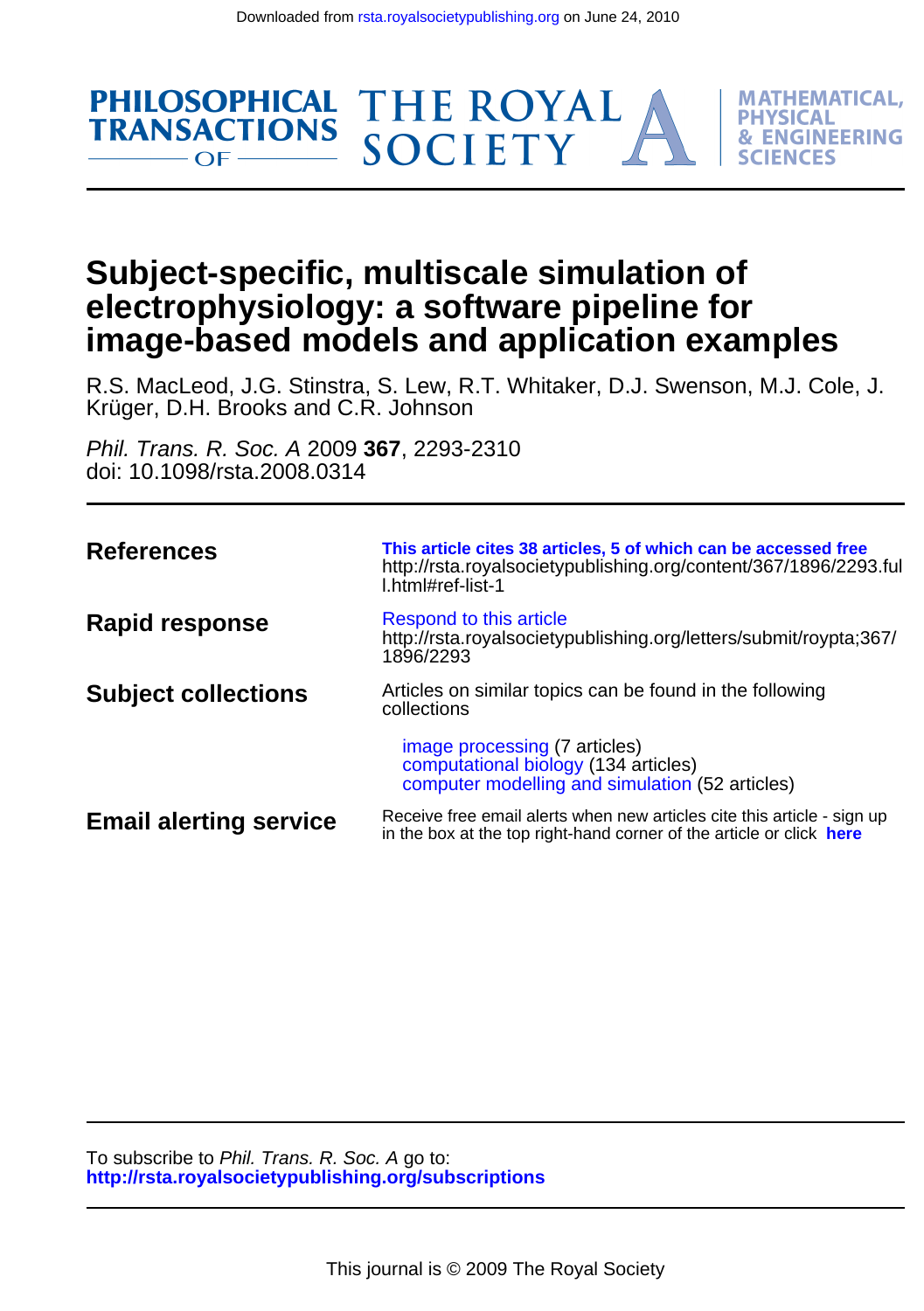Downloaded from rsta.royalsocietypublishing.org on June 24, 2010

PHILOSOPHICAL TRANSACTIONS OF THE ROYAL SOCIETY A

MATHEMATICAL, PHYSICAL & ENGINEERING SCIENCES

# Subject-specific, multiscale simulation of electrophysiology: a software pipeline for image-based models and application examples

R.S. MacLeod, J.G. Stinstra, S. Lew, R.T. Whitaker, D.J. Swenson, M.J. Cole, J. Krüger, D.H. Brooks and C.R. Johnson

*Phil. Trans. R. Soc. A* 2009 **367**, 2293-2310
doi: 10.1098/rsta.2008.0314

| | |
|---|---|
| **References** | **This article cites 38 articles, 5 of which can be accessed free** http://rsta.royalsocietypublishing.org/content/367/1896/2293.full.html#ref-list-1 |
| **Rapid response** | Respond to this article http://rsta.royalsocietypublishing.org/letters/submit/roypta;367/1896/2293 |
| **Subject collections** | Articles on similar topics can be found in the following collections<br><br>image processing (7 articles)<br>computational biology (134 articles)<br>computer modelling and simulation (52 articles) |
| **Email alerting service** | Receive free email alerts when new articles cite this article - sign up in the box at the top right-hand corner of the article or click **here** |

To subscribe to *Phil. Trans. R. Soc. A* go to:
**http://rsta.royalsocietypublishing.org/subscriptions**

This journal is © 2009 The Royal Society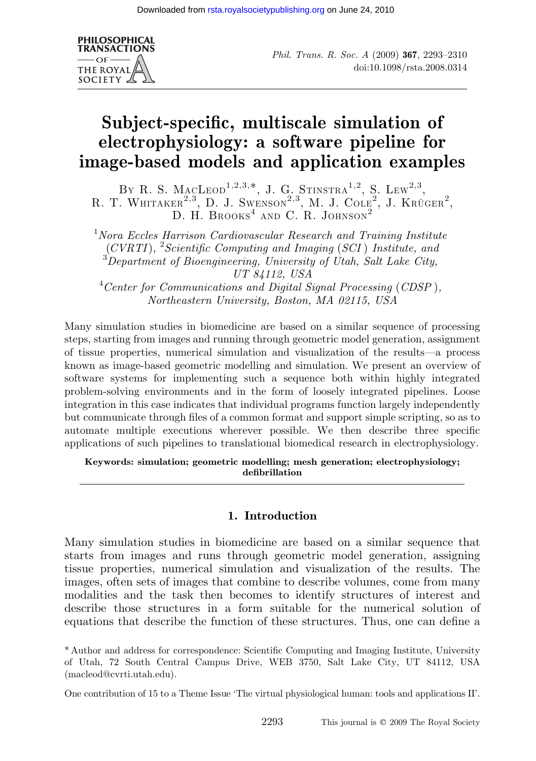# Subject-specific, multiscale simulation of electrophysiology: a software pipeline for image-based models and application examples

By R. S. MacLeod[1,2,3,*], J. G. Stinstra[1,2], S. Lew[2,3], R. T. Whitaker[2,3], D. J. Swenson[2,3], M. J. Cole[2], J. Krüger[2], D. H. Brooks[4] and C. R. Johnson[2]

[1] *Nora Eccles Harrison Cardiovascular Research and Training Institute (CVRTI)*, [2] *Scientific Computing and Imaging (SCI) Institute, and* [3] *Department of Bioengineering, University of Utah, Salt Lake City, UT 84112, USA*

[4] *Center for Communications and Digital Signal Processing (CDSP), Northeastern University, Boston, MA 02115, USA*

Many simulation studies in biomedicine are based on a similar sequence of processing steps, starting from images and running through geometric model generation, assignment of tissue properties, numerical simulation and visualization of the results—a process known as image-based geometric modelling and simulation. We present an overview of software systems for implementing such a sequence both within highly integrated problem-solving environments and in the form of loosely integrated pipelines. Loose integration in this case indicates that individual programs function largely independently but communicate through files of a common format and support simple scripting, so as to automate multiple executions wherever possible. We then describe three specific applications of such pipelines to translational biomedical research in electrophysiology.

**Keywords: simulation; geometric modelling; mesh generation; electrophysiology; defibrillation**

## 1. Introduction

Many simulation studies in biomedicine are based on a similar sequence that starts from images and runs through geometric model generation, assigning tissue properties, numerical simulation and visualization of the results. The images, often sets of images that combine to describe volumes, come from many modalities and the task then becomes to identify structures of interest and describe those structures in a form suitable for the numerical solution of equations that describe the function of these structures. Thus, one can define a

* Author and address for correspondence: Scientific Computing and Imaging Institute, University of Utah, 72 South Central Campus Drive, WEB 3750, Salt Lake City, UT 84112, USA (macleod@cvrti.utah.edu).

One contribution of 15 to a Theme Issue 'The virtual physiological human: tools and applications II'.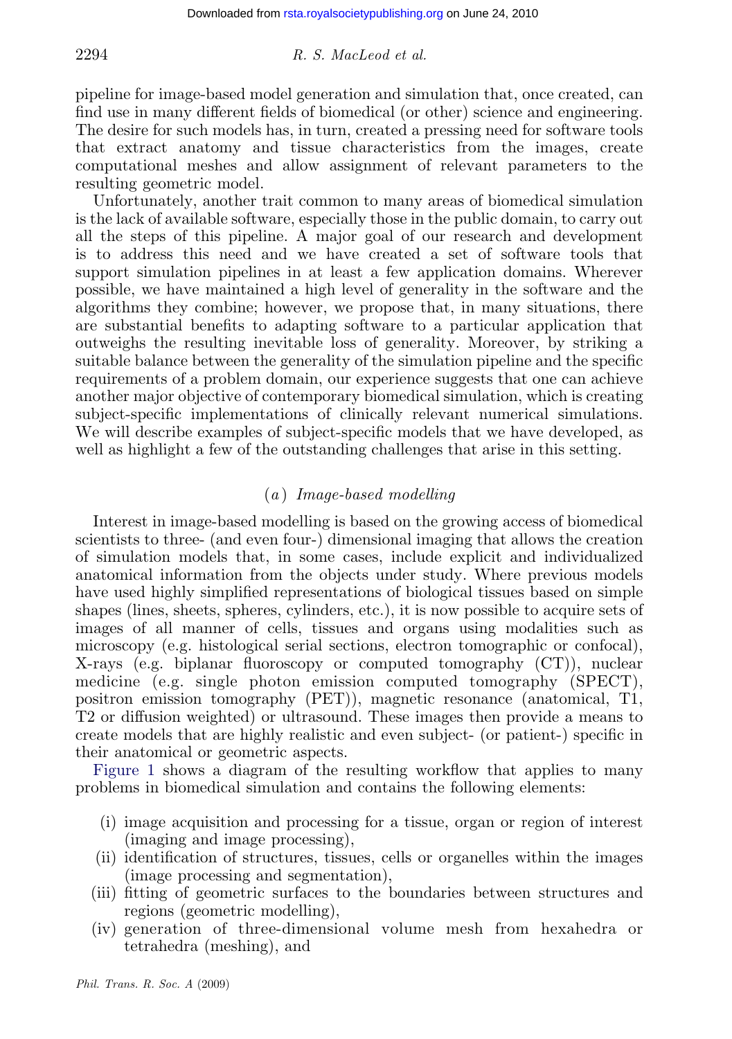pipeline for image-based model generation and simulation that, once created, can find use in many different fields of biomedical (or other) science and engineering. The desire for such models has, in turn, created a pressing need for software tools that extract anatomy and tissue characteristics from the images, create computational meshes and allow assignment of relevant parameters to the resulting geometric model.

Unfortunately, another trait common to many areas of biomedical simulation is the lack of available software, especially those in the public domain, to carry out all the steps of this pipeline. A major goal of our research and development is to address this need and we have created a set of software tools that support simulation pipelines in at least a few application domains. Wherever possible, we have maintained a high level of generality in the software and the algorithms they combine; however, we propose that, in many situations, there are substantial benefits to adapting software to a particular application that outweighs the resulting inevitable loss of generality. Moreover, by striking a suitable balance between the generality of the simulation pipeline and the specific requirements of a problem domain, our experience suggests that one can achieve another major objective of contemporary biomedical simulation, which is creating subject-specific implementations of clinically relevant numerical simulations. We will describe examples of subject-specific models that we have developed, as well as highlight a few of the outstanding challenges that arise in this setting.

### (*a*) *Image-based modelling*

Interest in image-based modelling is based on the growing access of biomedical scientists to three- (and even four-) dimensional imaging that allows the creation of simulation models that, in some cases, include explicit and individualized anatomical information from the objects under study. Where previous models have used highly simplified representations of biological tissues based on simple shapes (lines, sheets, spheres, cylinders, etc.), it is now possible to acquire sets of images of all manner of cells, tissues and organs using modalities such as microscopy (e.g. histological serial sections, electron tomographic or confocal), X-rays (e.g. biplanar fluoroscopy or computed tomography (CT)), nuclear medicine (e.g. single photon emission computed tomography (SPECT), positron emission tomography (PET)), magnetic resonance (anatomical, T1, T2 or diffusion weighted) or ultrasound. These images then provide a means to create models that are highly realistic and even subject- (or patient-) specific in their anatomical or geometric aspects.

Figure 1 shows a diagram of the resulting workflow that applies to many problems in biomedical simulation and contains the following elements:

- (i) image acquisition and processing for a tissue, organ or region of interest (imaging and image processing),
- (ii) identification of structures, tissues, cells or organelles within the images (image processing and segmentation),
- (iii) fitting of geometric surfaces to the boundaries between structures and regions (geometric modelling),
- (iv) generation of three-dimensional volume mesh from hexahedra or tetrahedra (meshing), and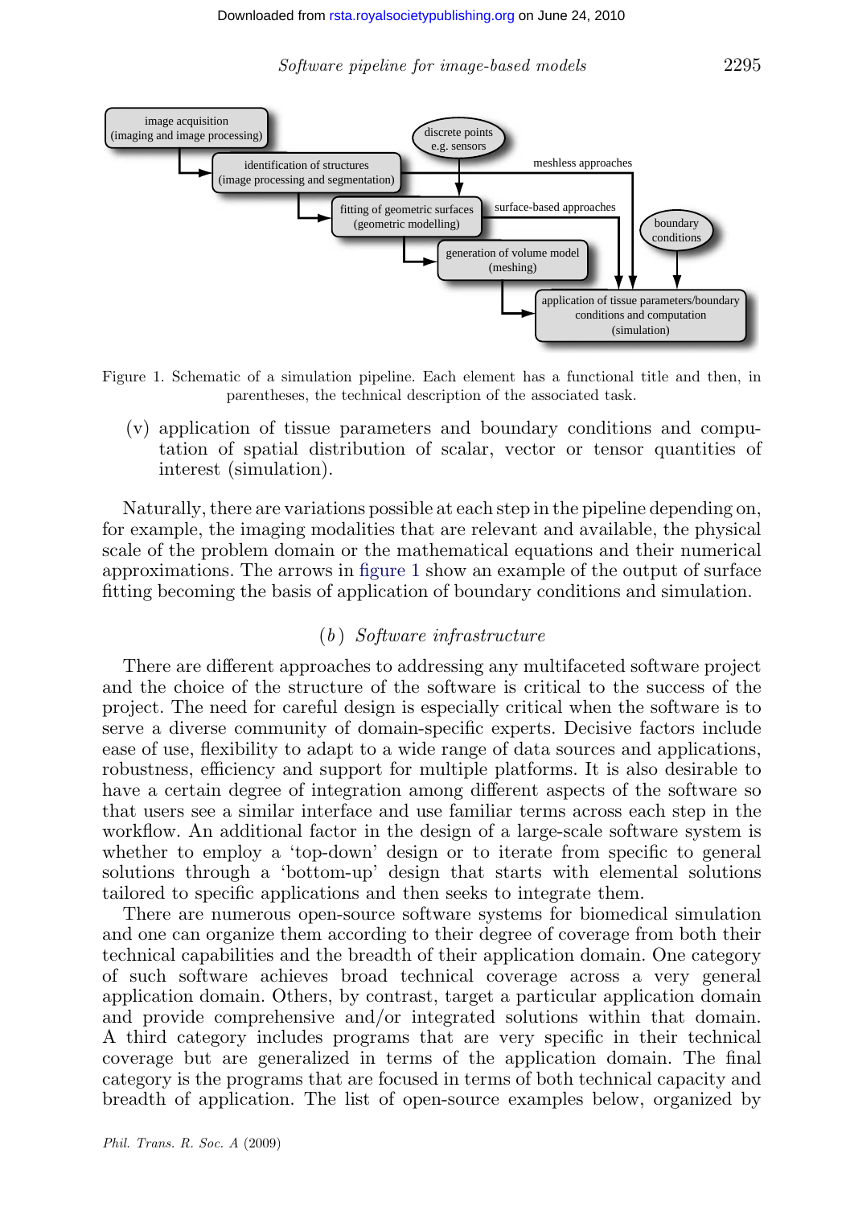Figure 1. Schematic of a simulation pipeline. Each element has a functional title and then, in parentheses, the technical description of the associated task.

(v) application of tissue parameters and boundary conditions and computation of spatial distribution of scalar, vector or tensor quantities of interest (simulation).

Naturally, there are variations possible at each step in the pipeline depending on, for example, the imaging modalities that are relevant and available, the physical scale of the problem domain or the mathematical equations and their numerical approximations. The arrows in figure 1 show an example of the output of surface fitting becoming the basis of application of boundary conditions and simulation.

### (b) *Software infrastructure*

There are different approaches to addressing any multifaceted software project and the choice of the structure of the software is critical to the success of the project. The need for careful design is especially critical when the software is to serve a diverse community of domain-specific experts. Decisive factors include ease of use, flexibility to adapt to a wide range of data sources and applications, robustness, efficiency and support for multiple platforms. It is also desirable to have a certain degree of integration among different aspects of the software so that users see a similar interface and use familiar terms across each step in the workflow. An additional factor in the design of a large-scale software system is whether to employ a 'top-down' design or to iterate from specific to general solutions through a 'bottom-up' design that starts with elemental solutions tailored to specific applications and then seeks to integrate them.

There are numerous open-source software systems for biomedical simulation and one can organize them according to their degree of coverage from both their technical capabilities and the breadth of their application domain. One category of such software achieves broad technical coverage across a very general application domain. Others, by contrast, target a particular application domain and provide comprehensive and/or integrated solutions within that domain. A third category includes programs that are very specific in their technical coverage but are generalized in terms of the application domain. The final category is the programs that are focused in terms of both technical capacity and breadth of application. The list of open-source examples below, organized by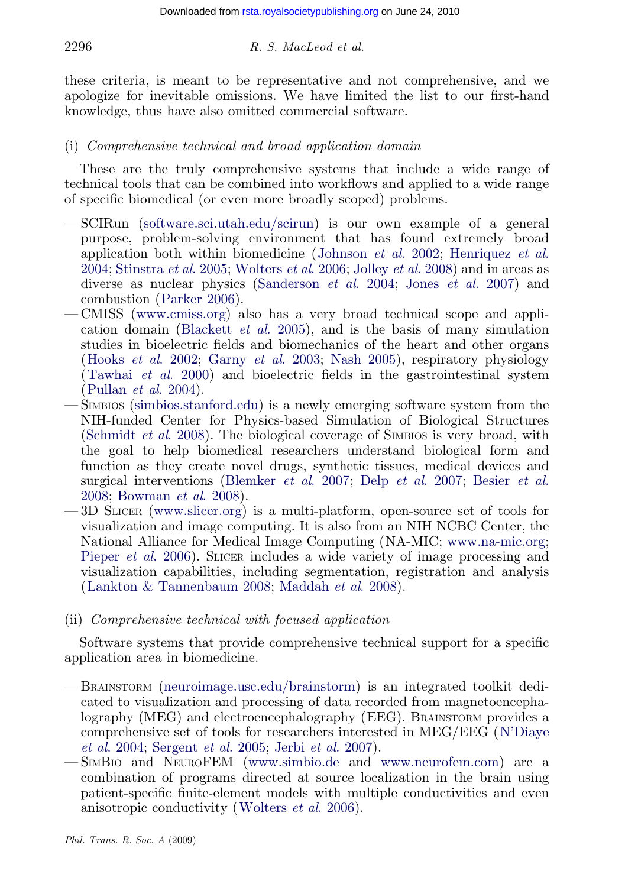these criteria, is meant to be representative and not comprehensive, and we apologize for inevitable omissions. We have limited the list to our first-hand knowledge, thus have also omitted commercial software.

(i) *Comprehensive technical and broad application domain*

These are the truly comprehensive systems that include a wide range of technical tools that can be combined into workflows and applied to a wide range of specific biomedical (or even more broadly scoped) problems.

- SCIRun (software.sci.utah.edu/scirun) is our own example of a general purpose, problem-solving environment that has found extremely broad application both within biomedicine (Johnson *et al.* 2002; Henriquez *et al.* 2004; Stinstra *et al.* 2005; Wolters *et al.* 2006; Jolley *et al.* 2008) and in areas as diverse as nuclear physics (Sanderson *et al.* 2004; Jones *et al.* 2007) and combustion (Parker 2006).
- CMISS (www.cmiss.org) also has a very broad technical scope and application domain (Blackett *et al.* 2005), and is the basis of many simulation studies in bioelectric fields and biomechanics of the heart and other organs (Hooks *et al.* 2002; Garny *et al.* 2003; Nash 2005), respiratory physiology (Tawhai *et al.* 2000) and bioelectric fields in the gastrointestinal system (Pullan *et al.* 2004).
- Simbios (simbios.stanford.edu) is a newly emerging software system from the NIH-funded Center for Physics-based Simulation of Biological Structures (Schmidt *et al.* 2008). The biological coverage of Simbios is very broad, with the goal to help biomedical researchers understand biological form and function as they create novel drugs, synthetic tissues, medical devices and surgical interventions (Blemker *et al.* 2007; Delp *et al.* 2007; Besier *et al.* 2008; Bowman *et al.* 2008).
- 3D Slicer (www.slicer.org) is a multi-platform, open-source set of tools for visualization and image computing. It is also from an NIH NCBC Center, the National Alliance for Medical Image Computing (NA-MIC; www.na-mic.org; Pieper *et al.* 2006). Slicer includes a wide variety of image processing and visualization capabilities, including segmentation, registration and analysis (Lankton & Tannenbaum 2008; Maddah *et al.* 2008).

(ii) *Comprehensive technical with focused application*

Software systems that provide comprehensive technical support for a specific application area in biomedicine.

- Brainstorm (neuroimage.usc.edu/brainstorm) is an integrated toolkit dedicated to visualization and processing of data recorded from magnetoencephalography (MEG) and electroencephalography (EEG). Brainstorm provides a comprehensive set of tools for researchers interested in MEG/EEG (N'Diaye *et al.* 2004; Sergent *et al.* 2005; Jerbi *et al.* 2007).
- SimBio and NeuroFEM (www.simbio.de and www.neurofem.com) are a combination of programs directed at source localization in the brain using patient-specific finite-element models with multiple conductivities and even anisotropic conductivity (Wolters *et al.* 2006).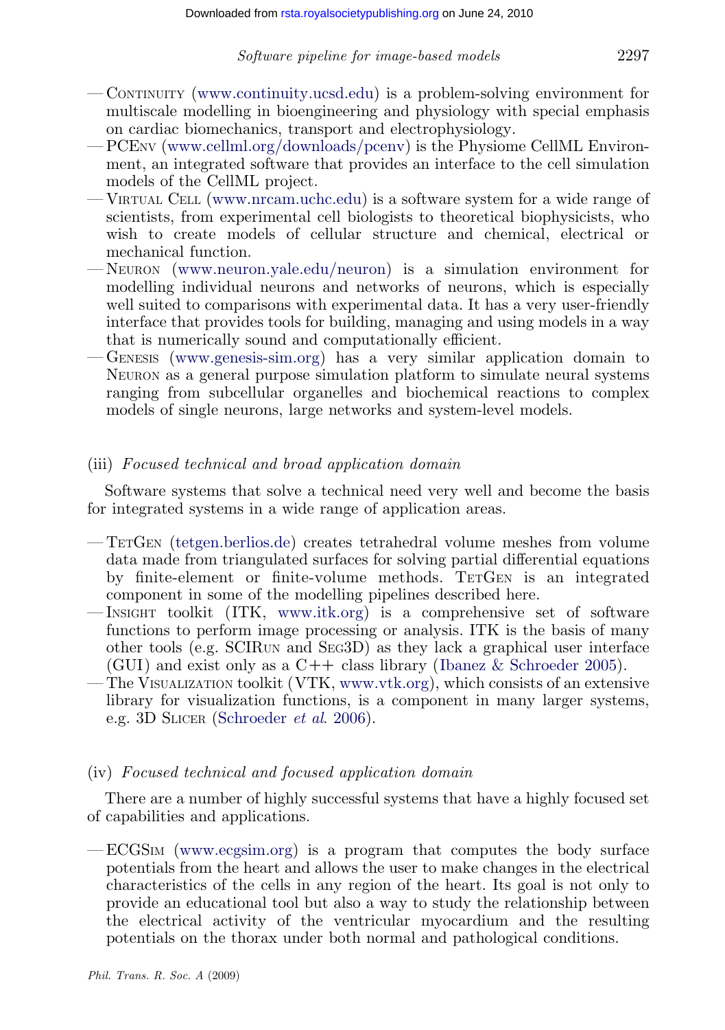- CONTINUITY (www.continuity.ucsd.edu) is a problem-solving environment for multiscale modelling in bioengineering and physiology with special emphasis on cardiac biomechanics, transport and electrophysiology.
- PCENV (www.cellml.org/downloads/pcenv) is the Physiome CellML Environment, an integrated software that provides an interface to the cell simulation models of the CellML project.
- VIRTUAL CELL (www.nrcam.uchc.edu) is a software system for a wide range of scientists, from experimental cell biologists to theoretical biophysicists, who wish to create models of cellular structure and chemical, electrical or mechanical function.
- NEURON (www.neuron.yale.edu/neuron) is a simulation environment for modelling individual neurons and networks of neurons, which is especially well suited to comparisons with experimental data. It has a very user-friendly interface that provides tools for building, managing and using models in a way that is numerically sound and computationally efficient.
- GENESIS (www.genesis-sim.org) has a very similar application domain to NEURON as a general purpose simulation platform to simulate neural systems ranging from subcellular organelles and biochemical reactions to complex models of single neurons, large networks and system-level models.

(iii) *Focused technical and broad application domain*

Software systems that solve a technical need very well and become the basis for integrated systems in a wide range of application areas.

- TETGEN (tetgen.berlios.de) creates tetrahedral volume meshes from volume data made from triangulated surfaces for solving partial differential equations by finite-element or finite-volume methods. TETGEN is an integrated component in some of the modelling pipelines described here.
- INSIGHT toolkit (ITK, www.itk.org) is a comprehensive set of software functions to perform image processing or analysis. ITK is the basis of many other tools (e.g. SCIRUN and SEG3D) as they lack a graphical user interface (GUI) and exist only as a C++ class library (Ibanez & Schroeder 2005).
- The VISUALIZATION toolkit (VTK, www.vtk.org), which consists of an extensive library for visualization functions, is a component in many larger systems, e.g. 3D SLICER (Schroeder *et al.* 2006).

(iv) *Focused technical and focused application domain*

There are a number of highly successful systems that have a highly focused set of capabilities and applications.

- ECGSIM (www.ecgsim.org) is a program that computes the body surface potentials from the heart and allows the user to make changes in the electrical characteristics of the cells in any region of the heart. Its goal is not only to provide an educational tool but also a way to study the relationship between the electrical activity of the ventricular myocardium and the resulting potentials on the thorax under both normal and pathological conditions.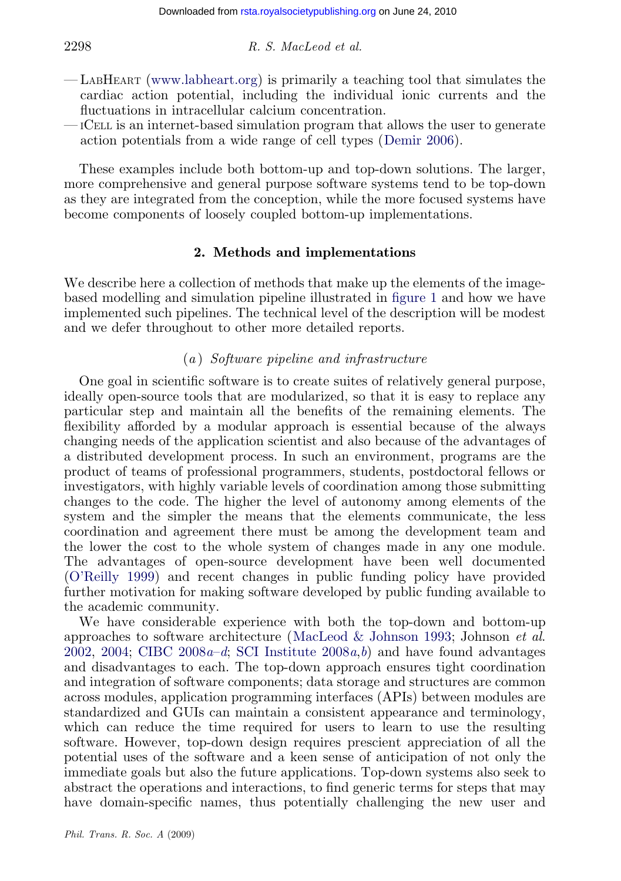— LabHeart (www.labheart.org) is primarily a teaching tool that simulates the cardiac action potential, including the individual ionic currents and the fluctuations in intracellular calcium concentration.

— iCell is an internet-based simulation program that allows the user to generate action potentials from a wide range of cell types (Demir 2006).

These examples include both bottom-up and top-down solutions. The larger, more comprehensive and general purpose software systems tend to be top-down as they are integrated from the conception, while the more focused systems have become components of loosely coupled bottom-up implementations.

## 2. Methods and implementations

We describe here a collection of methods that make up the elements of the image-based modelling and simulation pipeline illustrated in figure 1 and how we have implemented such pipelines. The technical level of the description will be modest and we defer throughout to other more detailed reports.

### (a) *Software pipeline and infrastructure*

One goal in scientific software is to create suites of relatively general purpose, ideally open-source tools that are modularized, so that it is easy to replace any particular step and maintain all the benefits of the remaining elements. The flexibility afforded by a modular approach is essential because of the always changing needs of the application scientist and also because of the advantages of a distributed development process. In such an environment, programs are the product of teams of professional programmers, students, postdoctoral fellows or investigators, with highly variable levels of coordination among those submitting changes to the code. The higher the level of autonomy among elements of the system and the simpler the means that the elements communicate, the less coordination and agreement there must be among the development team and the lower the cost to the whole system of changes made in any one module. The advantages of open-source development have been well documented (O'Reilly 1999) and recent changes in public funding policy have provided further motivation for making software developed by public funding available to the academic community.

We have considerable experience with both the top-down and bottom-up approaches to software architecture (MacLeod & Johnson 1993; Johnson *et al.* 2002, 2004; CIBC 2008*a–d*; SCI Institute 2008*a*,*b*) and have found advantages and disadvantages to each. The top-down approach ensures tight coordination and integration of software components; data storage and structures are common across modules, application programming interfaces (APIs) between modules are standardized and GUIs can maintain a consistent appearance and terminology, which can reduce the time required for users to learn to use the resulting software. However, top-down design requires prescient appreciation of all the potential uses of the software and a keen sense of anticipation of not only the immediate goals but also the future applications. Top-down systems also seek to abstract the operations and interactions, to find generic terms for steps that may have domain-specific names, thus potentially challenging the new user and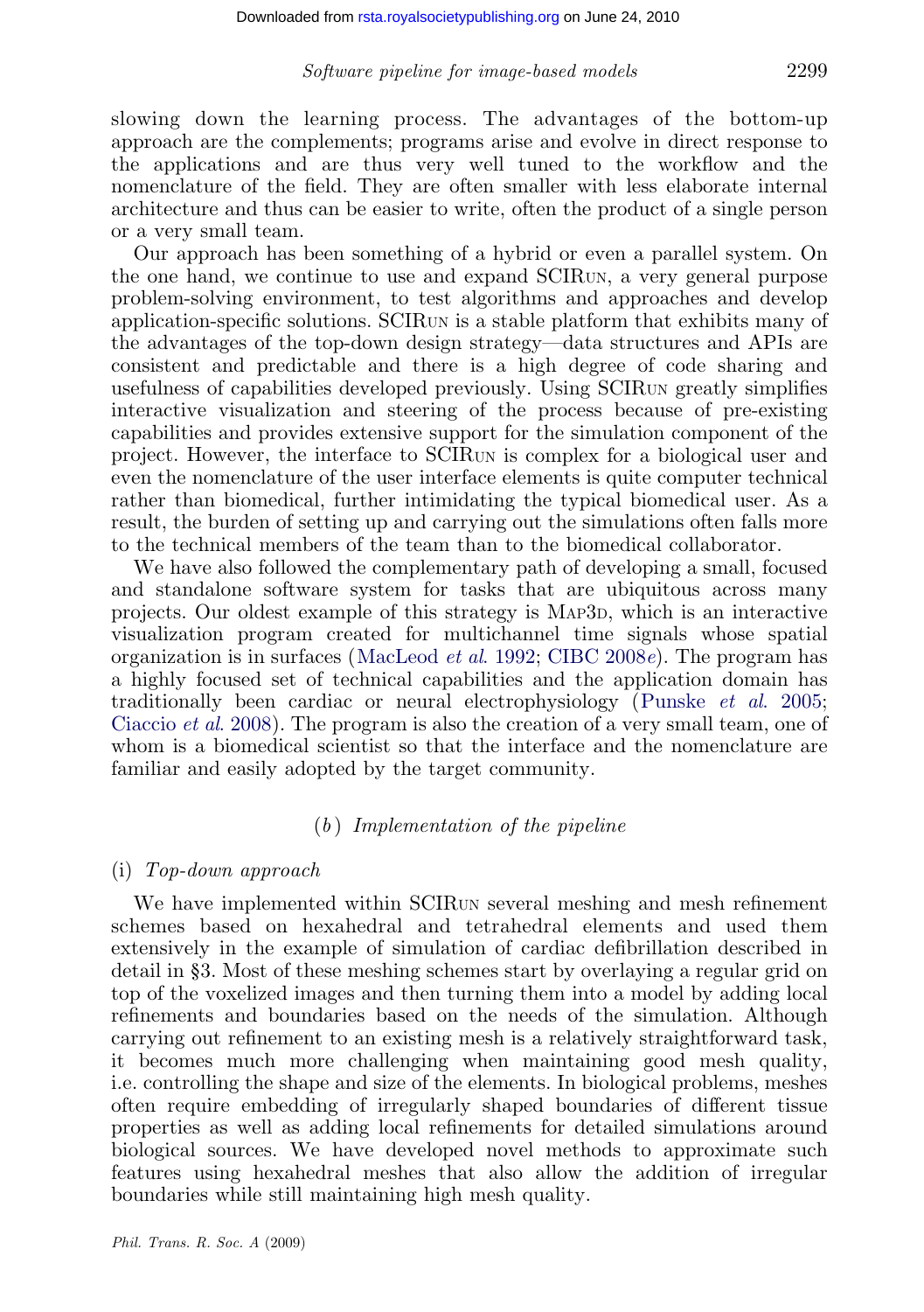slowing down the learning process. The advantages of the bottom-up approach are the complements; programs arise and evolve in direct response to the applications and are thus very well tuned to the workflow and the nomenclature of the field. They are often smaller with less elaborate internal architecture and thus can be easier to write, often the product of a single person or a very small team.

Our approach has been something of a hybrid or even a parallel system. On the one hand, we continue to use and expand SCIRun, a very general purpose problem-solving environment, to test algorithms and approaches and develop application-specific solutions. SCIRun is a stable platform that exhibits many of the advantages of the top-down design strategy—data structures and APIs are consistent and predictable and there is a high degree of code sharing and usefulness of capabilities developed previously. Using SCIRun greatly simplifies interactive visualization and steering of the process because of pre-existing capabilities and provides extensive support for the simulation component of the project. However, the interface to SCIRun is complex for a biological user and even the nomenclature of the user interface elements is quite computer technical rather than biomedical, further intimidating the typical biomedical user. As a result, the burden of setting up and carrying out the simulations often falls more to the technical members of the team than to the biomedical collaborator.

We have also followed the complementary path of developing a small, focused and standalone software system for tasks that are ubiquitous across many projects. Our oldest example of this strategy is Map3d, which is an interactive visualization program created for multichannel time signals whose spatial organization is in surfaces (MacLeod *et al.* 1992; CIBC 2008*e*). The program has a highly focused set of technical capabilities and the application domain has traditionally been cardiac or neural electrophysiology (Punske *et al.* 2005; Ciaccio *et al.* 2008). The program is also the creation of a very small team, one of whom is a biomedical scientist so that the interface and the nomenclature are familiar and easily adopted by the target community.

### (*b*) *Implementation of the pipeline*

#### (i) *Top-down approach*

We have implemented within SCIRun several meshing and mesh refinement schemes based on hexahedral and tetrahedral elements and used them extensively in the example of simulation of cardiac defibrillation described in detail in §3. Most of these meshing schemes start by overlaying a regular grid on top of the voxelized images and then turning them into a model by adding local refinements and boundaries based on the needs of the simulation. Although carrying out refinement to an existing mesh is a relatively straightforward task, it becomes much more challenging when maintaining good mesh quality, i.e. controlling the shape and size of the elements. In biological problems, meshes often require embedding of irregularly shaped boundaries of different tissue properties as well as adding local refinements for detailed simulations around biological sources. We have developed novel methods to approximate such features using hexahedral meshes that also allow the addition of irregular boundaries while still maintaining high mesh quality.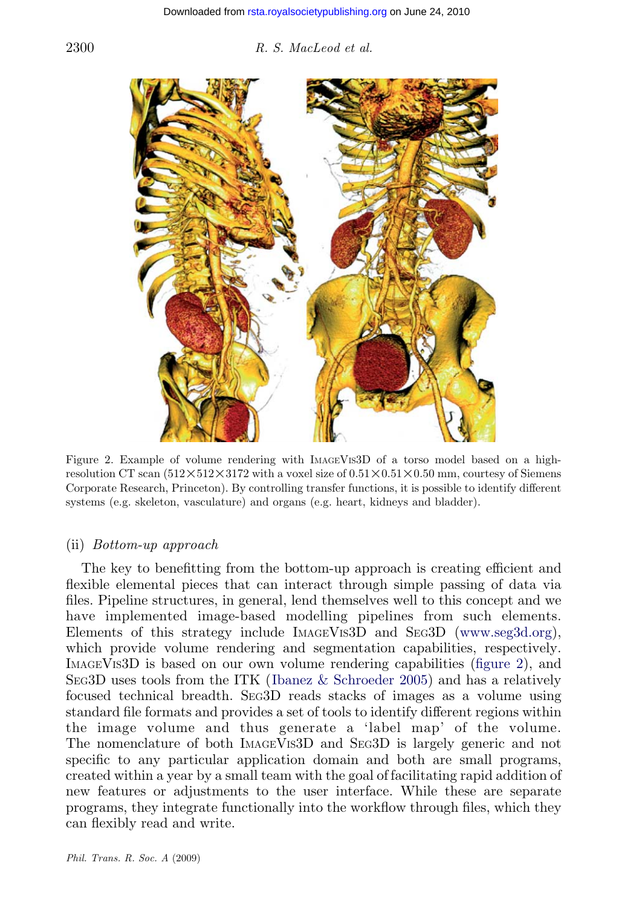Figure 2. Example of volume rendering with ImageVis3D of a torso model based on a high-resolution CT scan ($512\times512\times3172$ with a voxel size of $0.51\times0.51\times0.50$ mm, courtesy of Siemens Corporate Research, Princeton). By controlling transfer functions, it is possible to identify different systems (e.g. skeleton, vasculature) and organs (e.g. heart, kidneys and bladder).

#### (ii) *Bottom-up approach*

The key to benefitting from the bottom-up approach is creating efficient and flexible elemental pieces that can interact through simple passing of data via files. Pipeline structures, in general, lend themselves well to this concept and we have implemented image-based modelling pipelines from such elements. Elements of this strategy include ImageVis3D and Seg3D (www.seg3d.org), which provide volume rendering and segmentation capabilities, respectively. ImageVis3D is based on our own volume rendering capabilities (figure 2), and Seg3D uses tools from the ITK (Ibanez & Schroeder 2005) and has a relatively focused technical breadth. Seg3D reads stacks of images as a volume using standard file formats and provides a set of tools to identify different regions within the image volume and thus generate a 'label map' of the volume. The nomenclature of both ImageVis3D and Seg3D is largely generic and not specific to any particular application domain and both are small programs, created within a year by a small team with the goal of facilitating rapid addition of new features or adjustments to the user interface. While these are separate programs, they integrate functionally into the workflow through files, which they can flexibly read and write.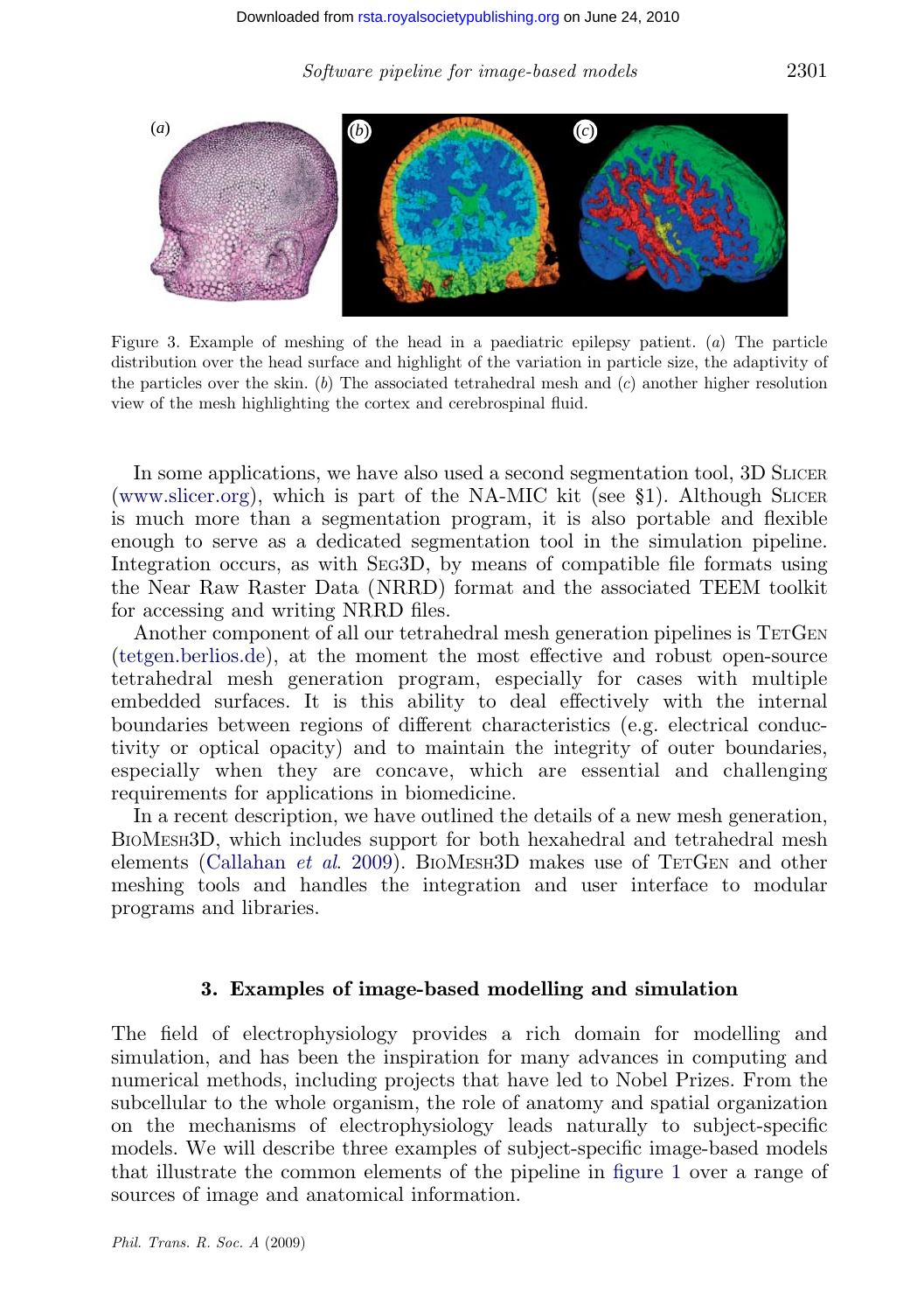Figure 3. Example of meshing of the head in a paediatric epilepsy patient. (*a*) The particle distribution over the head surface and highlight of the variation in particle size, the adaptivity of the particles over the skin. (*b*) The associated tetrahedral mesh and (*c*) another higher resolution view of the mesh highlighting the cortex and cerebrospinal fluid.

In some applications, we have also used a second segmentation tool, 3D SLICER (www.slicer.org), which is part of the NA-MIC kit (see §1). Although SLICER is much more than a segmentation program, it is also portable and flexible enough to serve as a dedicated segmentation tool in the simulation pipeline. Integration occurs, as with SEG3D, by means of compatible file formats using the Near Raw Raster Data (NRRD) format and the associated TEEM toolkit for accessing and writing NRRD files.

Another component of all our tetrahedral mesh generation pipelines is TETGEN (tetgen.berlios.de), at the moment the most effective and robust open-source tetrahedral mesh generation program, especially for cases with multiple embedded surfaces. It is this ability to deal effectively with the internal boundaries between regions of different characteristics (e.g. electrical conductivity or optical opacity) and to maintain the integrity of outer boundaries, especially when they are concave, which are essential and challenging requirements for applications in biomedicine.

In a recent description, we have outlined the details of a new mesh generation, BIOMESH3D, which includes support for both hexahedral and tetrahedral mesh elements (Callahan *et al.* 2009). BIOMESH3D makes use of TETGEN and other meshing tools and handles the integration and user interface to modular programs and libraries.

## 3. Examples of image-based modelling and simulation

The field of electrophysiology provides a rich domain for modelling and simulation, and has been the inspiration for many advances in computing and numerical methods, including projects that have led to Nobel Prizes. From the subcellular to the whole organism, the role of anatomy and spatial organization on the mechanisms of electrophysiology leads naturally to subject-specific models. We will describe three examples of subject-specific image-based models that illustrate the common elements of the pipeline in figure 1 over a range of sources of image and anatomical information.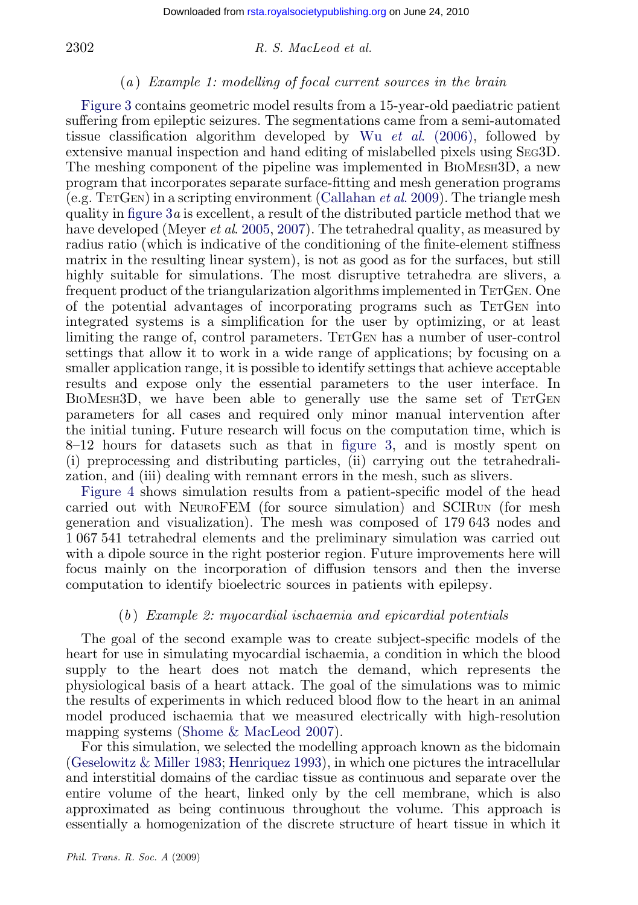### (*a*) *Example 1: modelling of focal current sources in the brain*

Figure 3 contains geometric model results from a 15-year-old paediatric patient suffering from epileptic seizures. The segmentations came from a semi-automated tissue classification algorithm developed by Wu *et al.* (2006), followed by extensive manual inspection and hand editing of mislabelled pixels using SEG3D. The meshing component of the pipeline was implemented in BIOMESH3D, a new program that incorporates separate surface-fitting and mesh generation programs (e.g. TETGEN) in a scripting environment (Callahan *et al.* 2009). The triangle mesh quality in figure 3*a* is excellent, a result of the distributed particle method that we have developed (Meyer *et al.* 2005, 2007). The tetrahedral quality, as measured by radius ratio (which is indicative of the conditioning of the finite-element stiffness matrix in the resulting linear system), is not as good as for the surfaces, but still highly suitable for simulations. The most disruptive tetrahedra are slivers, a frequent product of the triangularization algorithms implemented in TETGEN. One of the potential advantages of incorporating programs such as TETGEN into integrated systems is a simplification for the user by optimizing, or at least limiting the range of, control parameters. TETGEN has a number of user-control settings that allow it to work in a wide range of applications; by focusing on a smaller application range, it is possible to identify settings that achieve acceptable results and expose only the essential parameters to the user interface. In BIOMESH3D, we have been able to generally use the same set of TETGEN parameters for all cases and required only minor manual intervention after the initial tuning. Future research will focus on the computation time, which is 8–12 hours for datasets such as that in figure 3, and is mostly spent on (i) preprocessing and distributing particles, (ii) carrying out the tetrahedralization, and (iii) dealing with remnant errors in the mesh, such as slivers.

Figure 4 shows simulation results from a patient-specific model of the head carried out with NEUROFEM (for source simulation) and SCIRUN (for mesh generation and visualization). The mesh was composed of 179 643 nodes and 1 067 541 tetrahedral elements and the preliminary simulation was carried out with a dipole source in the right posterior region. Future improvements here will focus mainly on the incorporation of diffusion tensors and then the inverse computation to identify bioelectric sources in patients with epilepsy.

### (*b*) *Example 2: myocardial ischaemia and epicardial potentials*

The goal of the second example was to create subject-specific models of the heart for use in simulating myocardial ischaemia, a condition in which the blood supply to the heart does not match the demand, which represents the physiological basis of a heart attack. The goal of the simulations was to mimic the results of experiments in which reduced blood flow to the heart in an animal model produced ischaemia that we measured electrically with high-resolution mapping systems (Shome & MacLeod 2007).

For this simulation, we selected the modelling approach known as the bidomain (Geselowitz & Miller 1983; Henriquez 1993), in which one pictures the intracellular and interstitial domains of the cardiac tissue as continuous and separate over the entire volume of the heart, linked only by the cell membrane, which is also approximated as being continuous throughout the volume. This approach is essentially a homogenization of the discrete structure of heart tissue in which it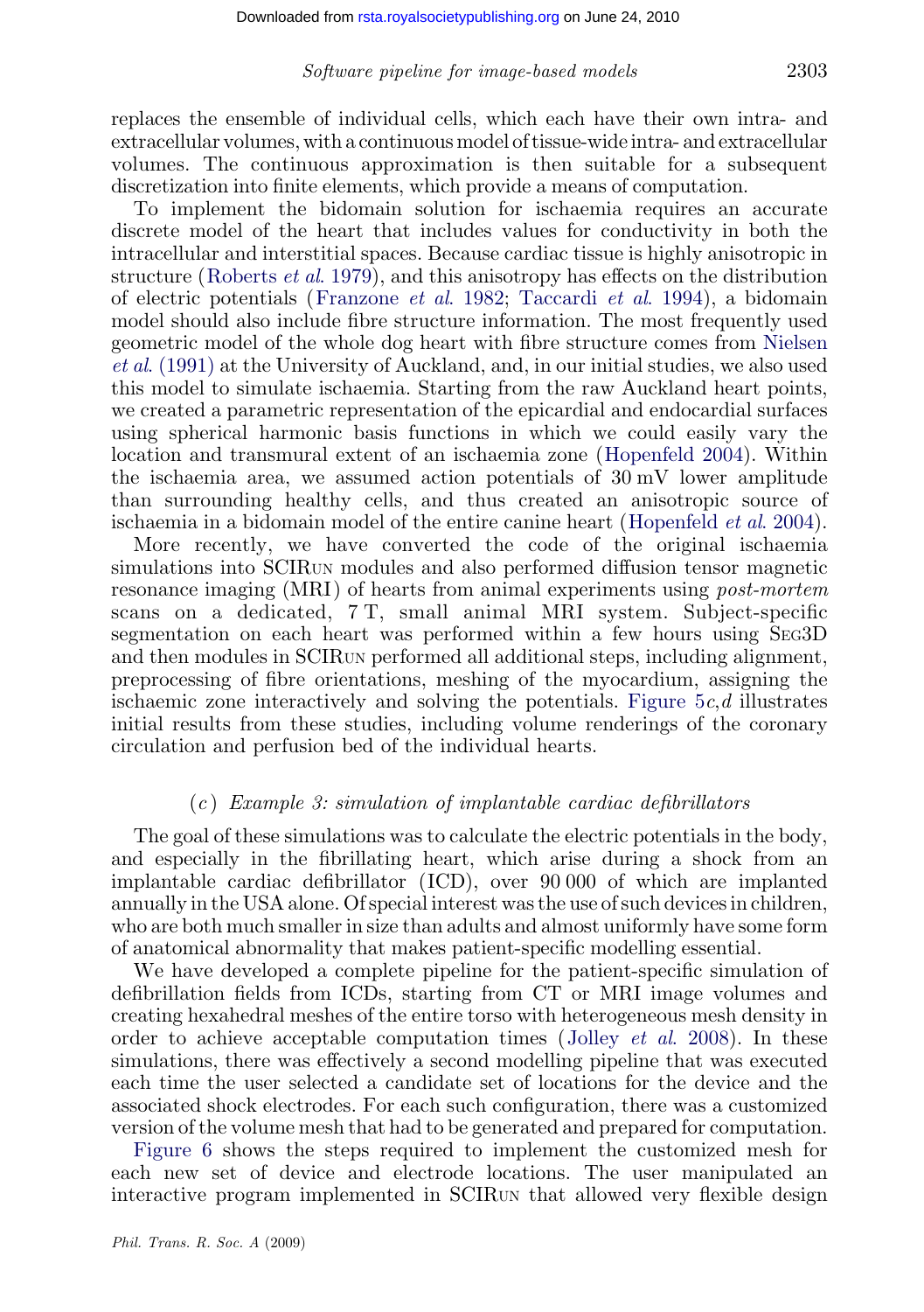replaces the ensemble of individual cells, which each have their own intra- and extracellular volumes, with a continuous model of tissue-wide intra- and extracellular volumes. The continuous approximation is then suitable for a subsequent discretization into finite elements, which provide a means of computation.

To implement the bidomain solution for ischaemia requires an accurate discrete model of the heart that includes values for conductivity in both the intracellular and interstitial spaces. Because cardiac tissue is highly anisotropic in structure (Roberts *et al.* 1979), and this anisotropy has effects on the distribution of electric potentials (Franzone *et al.* 1982; Taccardi *et al.* 1994), a bidomain model should also include fibre structure information. The most frequently used geometric model of the whole dog heart with fibre structure comes from Nielsen *et al.* (1991) at the University of Auckland, and, in our initial studies, we also used this model to simulate ischaemia. Starting from the raw Auckland heart points, we created a parametric representation of the epicardial and endocardial surfaces using spherical harmonic basis functions in which we could easily vary the location and transmural extent of an ischaemia zone (Hopenfeld 2004). Within the ischaemia area, we assumed action potentials of 30 mV lower amplitude than surrounding healthy cells, and thus created an anisotropic source of ischaemia in a bidomain model of the entire canine heart (Hopenfeld *et al.* 2004).

More recently, we have converted the code of the original ischaemia simulations into SCIRun modules and also performed diffusion tensor magnetic resonance imaging (MRI) of hearts from animal experiments using *post-mortem* scans on a dedicated, 7 T, small animal MRI system. Subject-specific segmentation on each heart was performed within a few hours using Seg3D and then modules in SCIRun performed all additional steps, including alignment, preprocessing of fibre orientations, meshing of the myocardium, assigning the ischaemic zone interactively and solving the potentials. Figure 5*c*,*d* illustrates initial results from these studies, including volume renderings of the coronary circulation and perfusion bed of the individual hearts.

### (*c*) *Example 3: simulation of implantable cardiac defibrillators*

The goal of these simulations was to calculate the electric potentials in the body, and especially in the fibrillating heart, which arise during a shock from an implantable cardiac defibrillator (ICD), over 90 000 of which are implanted annually in the USA alone. Of special interest was the use of such devices in children, who are both much smaller in size than adults and almost uniformly have some form of anatomical abnormality that makes patient-specific modelling essential.

We have developed a complete pipeline for the patient-specific simulation of defibrillation fields from ICDs, starting from CT or MRI image volumes and creating hexahedral meshes of the entire torso with heterogeneous mesh density in order to achieve acceptable computation times (Jolley *et al.* 2008). In these simulations, there was effectively a second modelling pipeline that was executed each time the user selected a candidate set of locations for the device and the associated shock electrodes. For each such configuration, there was a customized version of the volume mesh that had to be generated and prepared for computation.

Figure 6 shows the steps required to implement the customized mesh for each new set of device and electrode locations. The user manipulated an interactive program implemented in SCIRun that allowed very flexible design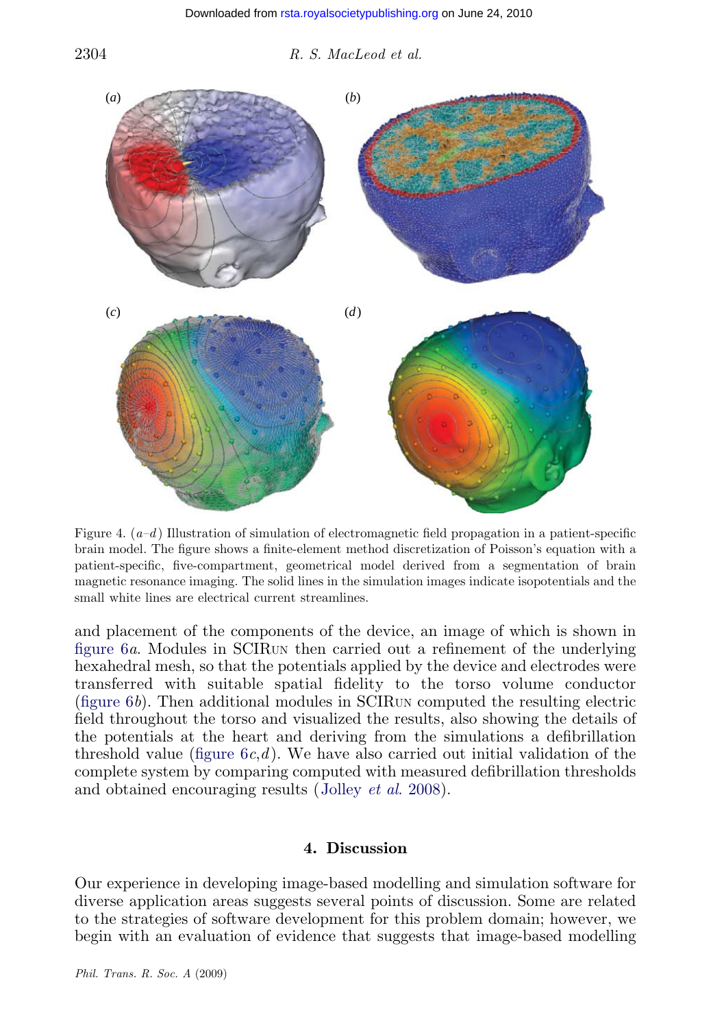Figure 4. (*a*–*d*) Illustration of simulation of electromagnetic field propagation in a patient-specific brain model. The figure shows a finite-element method discretization of Poisson's equation with a patient-specific, five-compartment, geometrical model derived from a segmentation of brain magnetic resonance imaging. The solid lines in the simulation images indicate isopotentials and the small white lines are electrical current streamlines.

and placement of the components of the device, an image of which is shown in figure 6*a*. Modules in SCIRun then carried out a refinement of the underlying hexahedral mesh, so that the potentials applied by the device and electrodes were transferred with suitable spatial fidelity to the torso volume conductor (figure 6*b*). Then additional modules in SCIRun computed the resulting electric field throughout the torso and visualized the results, also showing the details of the potentials at the heart and deriving from the simulations a defibrillation threshold value (figure 6*c*,*d*). We have also carried out initial validation of the complete system by comparing computed with measured defibrillation thresholds and obtained encouraging results (Jolley *et al.* 2008).

## 4. Discussion

Our experience in developing image-based modelling and simulation software for diverse application areas suggests several points of discussion. Some are related to the strategies of software development for this problem domain; however, we begin with an evaluation of evidence that suggests that image-based modelling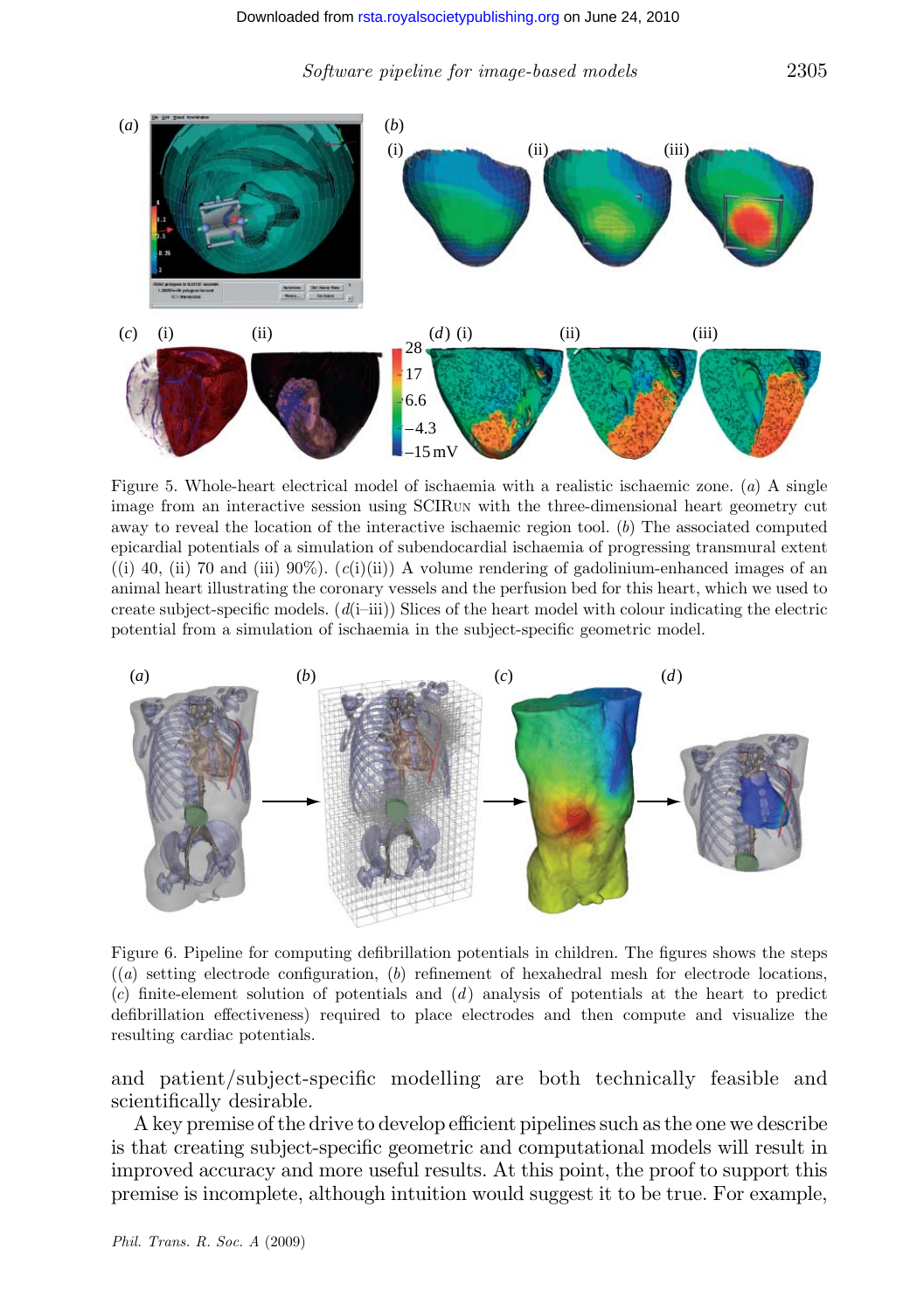Figure 5. Whole-heart electrical model of ischaemia with a realistic ischaemic zone. (*a*) A single image from an interactive session using SCIRun with the three-dimensional heart geometry cut away to reveal the location of the interactive ischaemic region tool. (*b*) The associated computed epicardial potentials of a simulation of subendocardial ischaemia of progressing transmural extent ((i) 40, (ii) 70 and (iii) 90%). (*c*(i)(ii)) A volume rendering of gadolinium-enhanced images of an animal heart illustrating the coronary vessels and the perfusion bed for this heart, which we used to create subject-specific models. (*d*(i–iii)) Slices of the heart model with colour indicating the electric potential from a simulation of ischaemia in the subject-specific geometric model.

Figure 6. Pipeline for computing defibrillation potentials in children. The figures shows the steps ((*a*) setting electrode configuration, (*b*) refinement of hexahedral mesh for electrode locations, (*c*) finite-element solution of potentials and (*d*) analysis of potentials at the heart to predict defibrillation effectiveness) required to place electrodes and then compute and visualize the resulting cardiac potentials.

and patient/subject-specific modelling are both technically feasible and scientifically desirable.

A key premise of the drive to develop efficient pipelines such as the one we describe is that creating subject-specific geometric and computational models will result in improved accuracy and more useful results. At this point, the proof to support this premise is incomplete, although intuition would suggest it to be true. For example,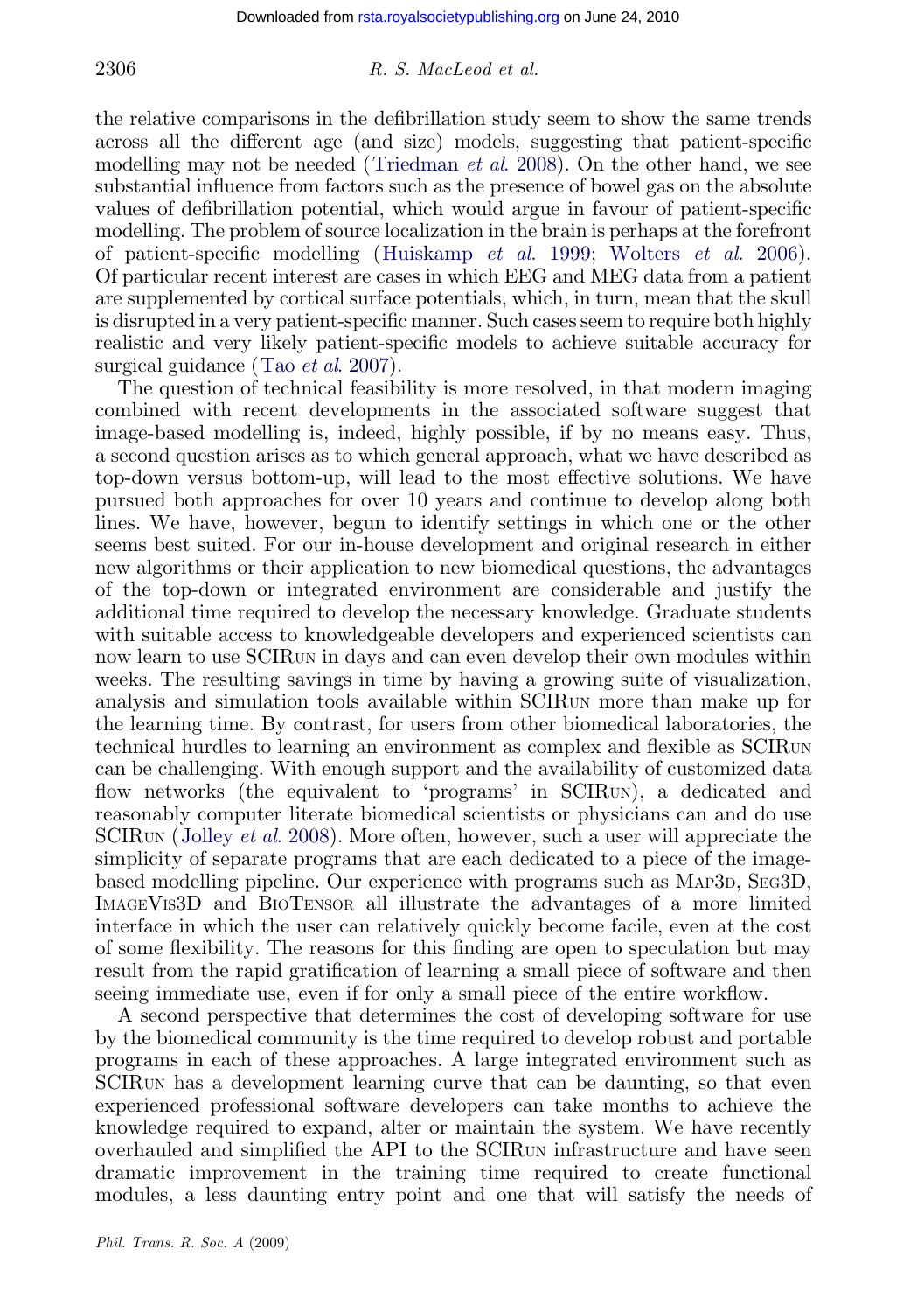the relative comparisons in the defibrillation study seem to show the same trends across all the different age (and size) models, suggesting that patient-specific modelling may not be needed (Triedman *et al.* 2008). On the other hand, we see substantial influence from factors such as the presence of bowel gas on the absolute values of defibrillation potential, which would argue in favour of patient-specific modelling. The problem of source localization in the brain is perhaps at the forefront of patient-specific modelling (Huiskamp *et al.* 1999; Wolters *et al.* 2006). Of particular recent interest are cases in which EEG and MEG data from a patient are supplemented by cortical surface potentials, which, in turn, mean that the skull is disrupted in a very patient-specific manner. Such cases seem to require both highly realistic and very likely patient-specific models to achieve suitable accuracy for surgical guidance (Tao *et al.* 2007).

The question of technical feasibility is more resolved, in that modern imaging combined with recent developments in the associated software suggest that image-based modelling is, indeed, highly possible, if by no means easy. Thus, a second question arises as to which general approach, what we have described as top-down versus bottom-up, will lead to the most effective solutions. We have pursued both approaches for over 10 years and continue to develop along both lines. We have, however, begun to identify settings in which one or the other seems best suited. For our in-house development and original research in either new algorithms or their application to new biomedical questions, the advantages of the top-down or integrated environment are considerable and justify the additional time required to develop the necessary knowledge. Graduate students with suitable access to knowledgeable developers and experienced scientists can now learn to use SCIRun in days and can even develop their own modules within weeks. The resulting savings in time by having a growing suite of visualization, analysis and simulation tools available within SCIRun more than make up for the learning time. By contrast, for users from other biomedical laboratories, the technical hurdles to learning an environment as complex and flexible as SCIRun can be challenging. With enough support and the availability of customized data flow networks (the equivalent to 'programs' in SCIRun), a dedicated and reasonably computer literate biomedical scientists or physicians can and do use SCIRun (Jolley *et al.* 2008). More often, however, such a user will appreciate the simplicity of separate programs that are each dedicated to a piece of the image-based modelling pipeline. Our experience with programs such as Map3d, Seg3D, ImageVis3D and BioTensor all illustrate the advantages of a more limited interface in which the user can relatively quickly become facile, even at the cost of some flexibility. The reasons for this finding are open to speculation but may result from the rapid gratification of learning a small piece of software and then seeing immediate use, even if for only a small piece of the entire workflow.

A second perspective that determines the cost of developing software for use by the biomedical community is the time required to develop robust and portable programs in each of these approaches. A large integrated environment such as SCIRun has a development learning curve that can be daunting, so that even experienced professional software developers can take months to achieve the knowledge required to expand, alter or maintain the system. We have recently overhauled and simplified the API to the SCIRun infrastructure and have seen dramatic improvement in the training time required to create functional modules, a less daunting entry point and one that will satisfy the needs of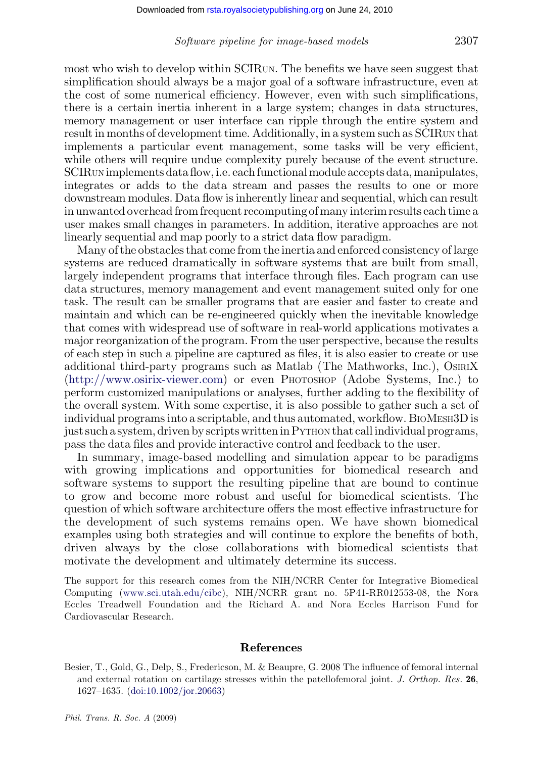most who wish to develop within SCIRun. The benefits we have seen suggest that simplification should always be a major goal of a software infrastructure, even at the cost of some numerical efficiency. However, even with such simplifications, there is a certain inertia inherent in a large system; changes in data structures, memory management or user interface can ripple through the entire system and result in months of development time. Additionally, in a system such as SCIRun that implements a particular event management, some tasks will be very efficient, while others will require undue complexity purely because of the event structure. SCIRun implements data flow, i.e. each functional module accepts data, manipulates, integrates or adds to the data stream and passes the results to one or more downstream modules. Data flow is inherently linear and sequential, which can result in unwanted overhead from frequent recomputing of many interim results each time a user makes small changes in parameters. In addition, iterative approaches are not linearly sequential and map poorly to a strict data flow paradigm.

Many of the obstacles that come from the inertia and enforced consistency of large systems are reduced dramatically in software systems that are built from small, largely independent programs that interface through files. Each program can use data structures, memory management and event management suited only for one task. The result can be smaller programs that are easier and faster to create and maintain and which can be re-engineered quickly when the inevitable knowledge that comes with widespread use of software in real-world applications motivates a major reorganization of the program. From the user perspective, because the results of each step in such a pipeline are captured as files, it is also easier to create or use additional third-party programs such as Matlab (The Mathworks, Inc.), OsiriX (http://www.osirix-viewer.com) or even Photoshop (Adobe Systems, Inc.) to perform customized manipulations or analyses, further adding to the flexibility of the overall system. With some expertise, it is also possible to gather such a set of individual programs into a scriptable, and thus automated, workflow. BioMesh3D is just such a system, driven by scripts written in Python that call individual programs, pass the data files and provide interactive control and feedback to the user.

In summary, image-based modelling and simulation appear to be paradigms with growing implications and opportunities for biomedical research and software systems to support the resulting pipeline that are bound to continue to grow and become more robust and useful for biomedical scientists. The question of which software architecture offers the most effective infrastructure for the development of such systems remains open. We have shown biomedical examples using both strategies and will continue to explore the benefits of both, driven always by the close collaborations with biomedical scientists that motivate the development and ultimately determine its success.

The support for this research comes from the NIH/NCRR Center for Integrative Biomedical Computing (www.sci.utah.edu/cibc), NIH/NCRR grant no. 5P41-RR012553-08, the Nora Eccles Treadwell Foundation and the Richard A. and Nora Eccles Harrison Fund for Cardiovascular Research.

## References

Besier, T., Gold, G., Delp, S., Fredericson, M. & Beaupre, G. 2008 The influence of femoral internal and external rotation on cartilage stresses within the patellofemoral joint. *J. Orthop. Res.* **26**, 1627–1635. (doi:10.1002/jor.20663)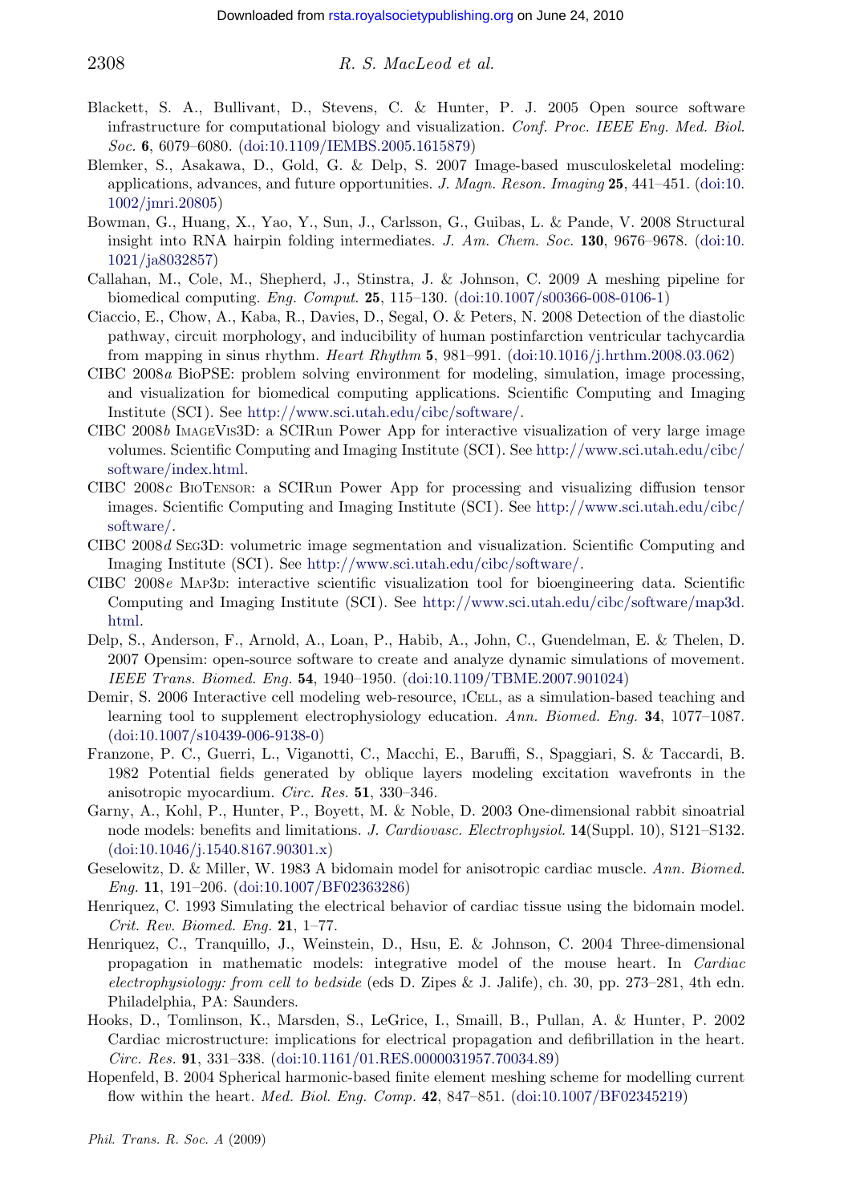Blackett, S. A., Bullivant, D., Stevens, C. & Hunter, P. J. 2005 Open source software infrastructure for computational biology and visualization. *Conf. Proc. IEEE Eng. Med. Biol. Soc.* **6**, 6079–6080. (doi:10.1109/IEMBS.2005.1615879)

Blemker, S., Asakawa, D., Gold, G. & Delp, S. 2007 Image-based musculoskeletal modeling: applications, advances, and future opportunities. *J. Magn. Reson. Imaging* **25**, 441–451. (doi:10.1002/jmri.20805)

Bowman, G., Huang, X., Yao, Y., Sun, J., Carlsson, G., Guibas, L. & Pande, V. 2008 Structural insight into RNA hairpin folding intermediates. *J. Am. Chem. Soc.* **130**, 9676–9678. (doi:10.1021/ja8032857)

Callahan, M., Cole, M., Shepherd, J., Stinstra, J. & Johnson, C. 2009 A meshing pipeline for biomedical computing. *Eng. Comput.* **25**, 115–130. (doi:10.1007/s00366-008-0106-1)

Ciaccio, E., Chow, A., Kaba, R., Davies, D., Segal, O. & Peters, N. 2008 Detection of the diastolic pathway, circuit morphology, and inducibility of human postinfarction ventricular tachycardia from mapping in sinus rhythm. *Heart Rhythm* **5**, 981–991. (doi:10.1016/j.hrthm.2008.03.062)

CIBC 2008*a* BioPSE: problem solving environment for modeling, simulation, image processing, and visualization for biomedical computing applications. Scientific Computing and Imaging Institute (SCI). See http://www.sci.utah.edu/cibc/software/.

CIBC 2008*b* ImageVis3D: a SCIRun Power App for interactive visualization of very large image volumes. Scientific Computing and Imaging Institute (SCI). See http://www.sci.utah.edu/cibc/software/index.html.

CIBC 2008*c* BioTensor: a SCIRun Power App for processing and visualizing diffusion tensor images. Scientific Computing and Imaging Institute (SCI). See http://www.sci.utah.edu/cibc/software/.

CIBC 2008*d* Seg3D: volumetric image segmentation and visualization. Scientific Computing and Imaging Institute (SCI). See http://www.sci.utah.edu/cibc/software/.

CIBC 2008*e* Map3d: interactive scientific visualization tool for bioengineering data. Scientific Computing and Imaging Institute (SCI). See http://www.sci.utah.edu/cibc/software/map3d.html.

Delp, S., Anderson, F., Arnold, A., Loan, P., Habib, A., John, C., Guendelman, E. & Thelen, D. 2007 Opensim: open-source software to create and analyze dynamic simulations of movement. *IEEE Trans. Biomed. Eng.* **54**, 1940–1950. (doi:10.1109/TBME.2007.901024)

Demir, S. 2006 Interactive cell modeling web-resource, iCell, as a simulation-based teaching and learning tool to supplement electrophysiology education. *Ann. Biomed. Eng.* **34**, 1077–1087. (doi:10.1007/s10439-006-9138-0)

Franzone, P. C., Guerri, L., Viganotti, C., Macchi, E., Baruffi, S., Spaggiari, S. & Taccardi, B. 1982 Potential fields generated by oblique layers modeling excitation wavefronts in the anisotropic myocardium. *Circ. Res.* **51**, 330–346.

Garny, A., Kohl, P., Hunter, P., Boyett, M. & Noble, D. 2003 One-dimensional rabbit sinoatrial node models: benefits and limitations. *J. Cardiovasc. Electrophysiol.* **14**(Suppl. 10), S121–S132. (doi:10.1046/j.1540.8167.90301.x)

Geselowitz, D. & Miller, W. 1983 A bidomain model for anisotropic cardiac muscle. *Ann. Biomed. Eng.* **11**, 191–206. (doi:10.1007/BF02363286)

Henriquez, C. 1993 Simulating the electrical behavior of cardiac tissue using the bidomain model. *Crit. Rev. Biomed. Eng.* **21**, 1–77.

Henriquez, C., Tranquillo, J., Weinstein, D., Hsu, E. & Johnson, C. 2004 Three-dimensional propagation in mathematic models: integrative model of the mouse heart. In *Cardiac electrophysiology: from cell to bedside* (eds D. Zipes & J. Jalife), ch. 30, pp. 273–281, 4th edn. Philadelphia, PA: Saunders.

Hooks, D., Tomlinson, K., Marsden, S., LeGrice, I., Smaill, B., Pullan, A. & Hunter, P. 2002 Cardiac microstructure: implications for electrical propagation and defibrillation in the heart. *Circ. Res.* **91**, 331–338. (doi:10.1161/01.RES.0000031957.70034.89)

Hopenfeld, B. 2004 Spherical harmonic-based finite element meshing scheme for modelling current flow within the heart. *Med. Biol. Eng. Comp.* **42**, 847–851. (doi:10.1007/BF02345219)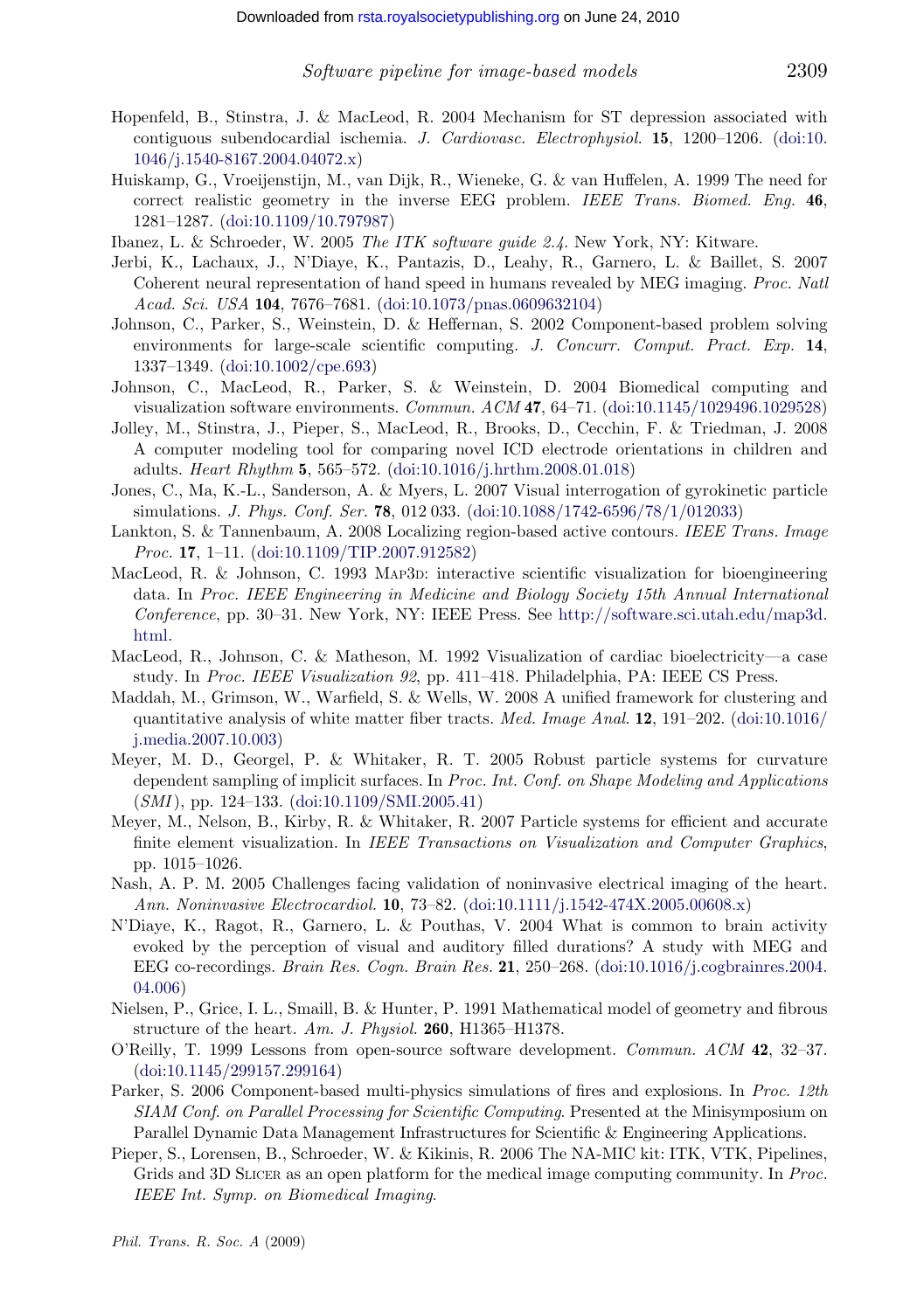Hopenfeld, B., Stinstra, J. & MacLeod, R. 2004 Mechanism for ST depression associated with contiguous subendocardial ischemia. *J. Cardiovasc. Electrophysiol.* **15**, 1200–1206. (doi:10.1046/j.1540-8167.2004.04072.x)

Huiskamp, G., Vroeijenstijn, M., van Dijk, R., Wieneke, G. & van Huffelen, A. 1999 The need for correct realistic geometry in the inverse EEG problem. *IEEE Trans. Biomed. Eng.* **46**, 1281–1287. (doi:10.1109/10.797987)

Ibanez, L. & Schroeder, W. 2005 *The ITK software guide 2.4*. New York, NY: Kitware.

Jerbi, K., Lachaux, J., N'Diaye, K., Pantazis, D., Leahy, R., Garnero, L. & Baillet, S. 2007 Coherent neural representation of hand speed in humans revealed by MEG imaging. *Proc. Natl Acad. Sci. USA* **104**, 7676–7681. (doi:10.1073/pnas.0609632104)

Johnson, C., Parker, S., Weinstein, D. & Heffernan, S. 2002 Component-based problem solving environments for large-scale scientific computing. *J. Concurr. Comput. Pract. Exp.* **14**, 1337–1349. (doi:10.1002/cpe.693)

Johnson, C., MacLeod, R., Parker, S. & Weinstein, D. 2004 Biomedical computing and visualization software environments. *Commun. ACM* **47**, 64–71. (doi:10.1145/1029496.1029528)

Jolley, M., Stinstra, J., Pieper, S., MacLeod, R., Brooks, D., Cecchin, F. & Triedman, J. 2008 A computer modeling tool for comparing novel ICD electrode orientations in children and adults. *Heart Rhythm* **5**, 565–572. (doi:10.1016/j.hrthm.2008.01.018)

Jones, C., Ma, K.-L., Sanderson, A. & Myers, L. 2007 Visual interrogation of gyrokinetic particle simulations. *J. Phys. Conf. Ser.* **78**, 012 033. (doi:10.1088/1742-6596/78/1/012033)

Lankton, S. & Tannenbaum, A. 2008 Localizing region-based active contours. *IEEE Trans. Image Proc.* **17**, 1–11. (doi:10.1109/TIP.2007.912582)

MacLeod, R. & Johnson, C. 1993 Map3d: interactive scientific visualization for bioengineering data. In *Proc. IEEE Engineering in Medicine and Biology Society 15th Annual International Conference*, pp. 30–31. New York, NY: IEEE Press. See http://software.sci.utah.edu/map3d.html.

MacLeod, R., Johnson, C. & Matheson, M. 1992 Visualization of cardiac bioelectricity—a case study. In *Proc. IEEE Visualization 92*, pp. 411–418. Philadelphia, PA: IEEE CS Press.

Maddah, M., Grimson, W., Warfield, S. & Wells, W. 2008 A unified framework for clustering and quantitative analysis of white matter fiber tracts. *Med. Image Anal.* **12**, 191–202. (doi:10.1016/j.media.2007.10.003)

Meyer, M. D., Georgel, P. & Whitaker, R. T. 2005 Robust particle systems for curvature dependent sampling of implicit surfaces. In *Proc. Int. Conf. on Shape Modeling and Applications (SMI)*, pp. 124–133. (doi:10.1109/SMI.2005.41)

Meyer, M., Nelson, B., Kirby, R. & Whitaker, R. 2007 Particle systems for efficient and accurate finite element visualization. In *IEEE Transactions on Visualization and Computer Graphics*, pp. 1015–1026.

Nash, A. P. M. 2005 Challenges facing validation of noninvasive electrical imaging of the heart. *Ann. Noninvasive Electrocardiol.* **10**, 73–82. (doi:10.1111/j.1542-474X.2005.00608.x)

N'Diaye, K., Ragot, R., Garnero, L. & Pouthas, V. 2004 What is common to brain activity evoked by the perception of visual and auditory filled durations? A study with MEG and EEG co-recordings. *Brain Res. Cogn. Brain Res.* **21**, 250–268. (doi:10.1016/j.cogbrainres.2004.04.006)

Nielsen, P., Grice, I. L., Smaill, B. & Hunter, P. 1991 Mathematical model of geometry and fibrous structure of the heart. *Am. J. Physiol.* **260**, H1365–H1378.

O'Reilly, T. 1999 Lessons from open-source software development. *Commun. ACM* **42**, 32–37. (doi:10.1145/299157.299164)

Parker, S. 2006 Component-based multi-physics simulations of fires and explosions. In *Proc. 12th SIAM Conf. on Parallel Processing for Scientific Computing*. Presented at the Minisymposium on Parallel Dynamic Data Management Infrastructures for Scientific & Engineering Applications.

Pieper, S., Lorensen, B., Schroeder, W. & Kikinis, R. 2006 The NA-MIC kit: ITK, VTK, Pipelines, Grids and 3D Slicer as an open platform for the medical image computing community. In *Proc. IEEE Int. Symp. on Biomedical Imaging*.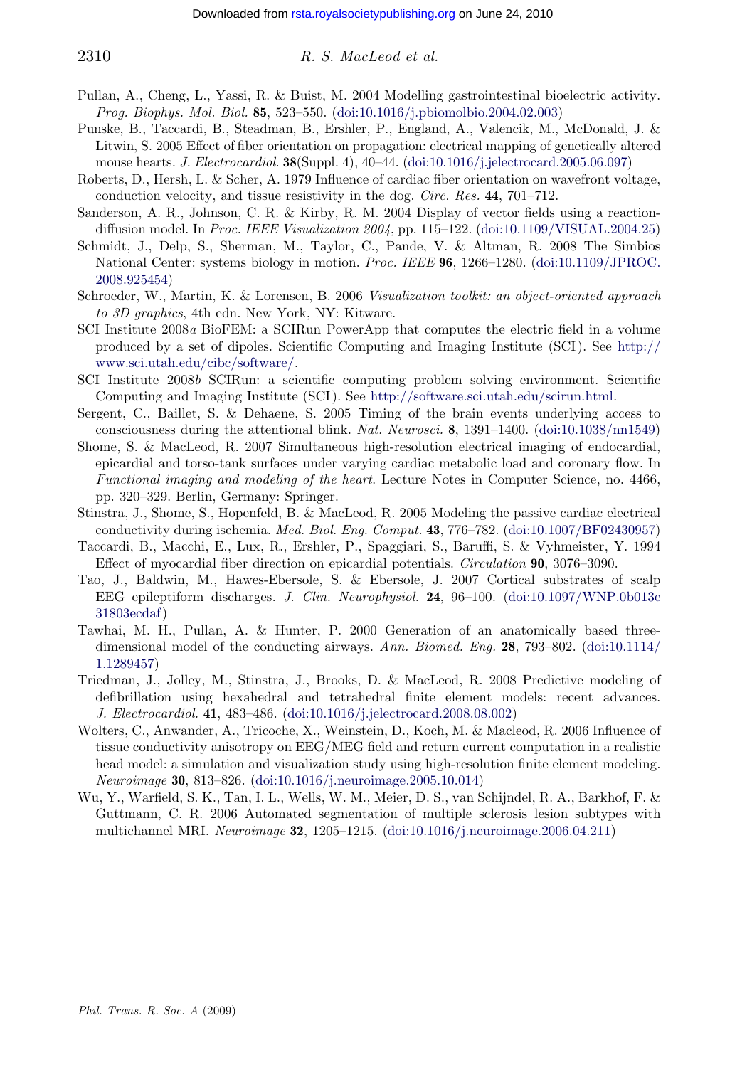Pullan, A., Cheng, L., Yassi, R. & Buist, M. 2004 Modelling gastrointestinal bioelectric activity. *Prog. Biophys. Mol. Biol.* **85**, 523–550. (doi:10.1016/j.pbiomolbio.2004.02.003)

Punske, B., Taccardi, B., Steadman, B., Ershler, P., England, A., Valencik, M., McDonald, J. & Litwin, S. 2005 Effect of fiber orientation on propagation: electrical mapping of genetically altered mouse hearts. *J. Electrocardiol.* **38**(Suppl. 4), 40–44. (doi:10.1016/j.jelectrocard.2005.06.097)

Roberts, D., Hersh, L. & Scher, A. 1979 Influence of cardiac fiber orientation on wavefront voltage, conduction velocity, and tissue resistivity in the dog. *Circ. Res.* **44**, 701–712.

Sanderson, A. R., Johnson, C. R. & Kirby, R. M. 2004 Display of vector fields using a reaction-diffusion model. In *Proc. IEEE Visualization 2004*, pp. 115–122. (doi:10.1109/VISUAL.2004.25)

Schmidt, J., Delp, S., Sherman, M., Taylor, C., Pande, V. & Altman, R. 2008 The Simbios National Center: systems biology in motion. *Proc. IEEE* **96**, 1266–1280. (doi:10.1109/JPROC.2008.925454)

Schroeder, W., Martin, K. & Lorensen, B. 2006 *Visualization toolkit: an object-oriented approach to 3D graphics*, 4th edn. New York, NY: Kitware.

SCI Institute 2008*a* BioFEM: a SCIRun PowerApp that computes the electric field in a volume produced by a set of dipoles. Scientific Computing and Imaging Institute (SCI). See http://www.sci.utah.edu/cibc/software/.

SCI Institute 2008*b* SCIRun: a scientific computing problem solving environment. Scientific Computing and Imaging Institute (SCI). See http://software.sci.utah.edu/scirun.html.

Sergent, C., Baillet, S. & Dehaene, S. 2005 Timing of the brain events underlying access to consciousness during the attentional blink. *Nat. Neurosci.* **8**, 1391–1400. (doi:10.1038/nn1549)

Shome, S. & MacLeod, R. 2007 Simultaneous high-resolution electrical imaging of endocardial, epicardial and torso-tank surfaces under varying cardiac metabolic load and coronary flow. In *Functional imaging and modeling of the heart*. Lecture Notes in Computer Science, no. 4466, pp. 320–329. Berlin, Germany: Springer.

Stinstra, J., Shome, S., Hopenfeld, B. & MacLeod, R. 2005 Modeling the passive cardiac electrical conductivity during ischemia. *Med. Biol. Eng. Comput.* **43**, 776–782. (doi:10.1007/BF02430957)

Taccardi, B., Macchi, E., Lux, R., Ershler, P., Spaggiari, S., Baruffi, S. & Vyhmeister, Y. 1994 Effect of myocardial fiber direction on epicardial potentials. *Circulation* **90**, 3076–3090.

Tao, J., Baldwin, M., Hawes-Ebersole, S. & Ebersole, J. 2007 Cortical substrates of scalp EEG epileptiform discharges. *J. Clin. Neurophysiol.* **24**, 96–100. (doi:10.1097/WNP.0b013e31803ecdaf)

Tawhai, M. H., Pullan, A. & Hunter, P. 2000 Generation of an anatomically based three-dimensional model of the conducting airways. *Ann. Biomed. Eng.* **28**, 793–802. (doi:10.1114/1.1289457)

Triedman, J., Jolley, M., Stinstra, J., Brooks, D. & MacLeod, R. 2008 Predictive modeling of defibrillation using hexahedral and tetrahedral finite element models: recent advances. *J. Electrocardiol.* **41**, 483–486. (doi:10.1016/j.jelectrocard.2008.08.002)

Wolters, C., Anwander, A., Tricoche, X., Weinstein, D., Koch, M. & Macleod, R. 2006 Influence of tissue conductivity anisotropy on EEG/MEG field and return current computation in a realistic head model: a simulation and visualization study using high-resolution finite element modeling. *Neuroimage* **30**, 813–826. (doi:10.1016/j.neuroimage.2005.10.014)

Wu, Y., Warfield, S. K., Tan, I. L., Wells, W. M., Meier, D. S., van Schijndel, R. A., Barkhof, F. & Guttmann, C. R. 2006 Automated segmentation of multiple sclerosis lesion subtypes with multichannel MRI. *Neuroimage* **32**, 1205–1215. (doi:10.1016/j.neuroimage.2006.04.211)